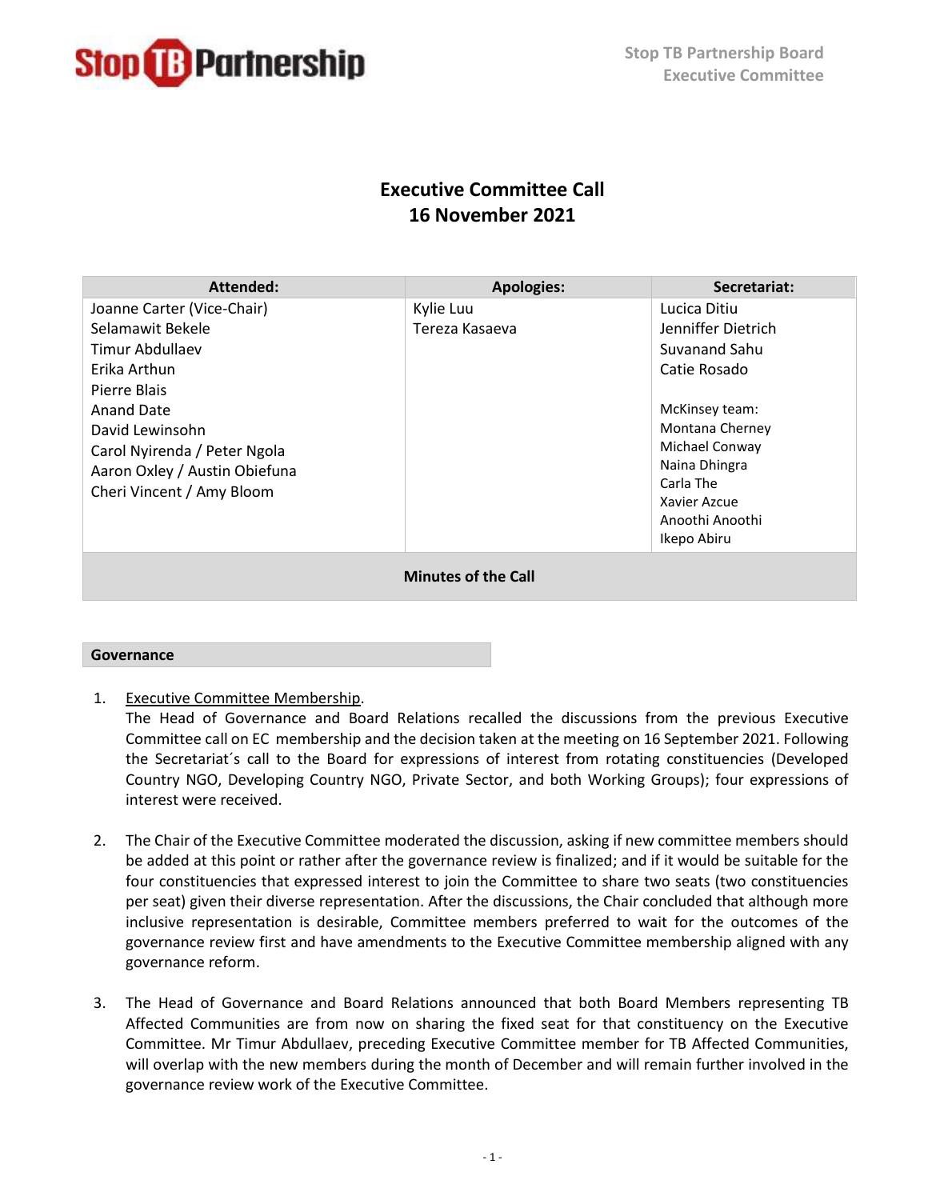# Executive Committee Call
## 16 November 2021

| Attended: | Apologies: | Secretariat: |
|---|---|---|
| Joanne Carter (Vice-Chair)<br>Selamawit Bekele<br>Timur Abdullaev<br>Erika Arthun<br>Pierre Blais<br>Anand Date<br>David Lewinsohn<br>Carol Nyirenda / Peter Ngola<br>Aaron Oxley / Austin Obiefuna<br>Cheri Vincent / Amy Bloom | Kylie Luu<br>Tereza Kasaeva | Lucica Ditiu<br>Jenniffer Dietrich<br>Suvanand Sahu<br>Catie Rosado<br><br>McKinsey team:<br>Montana Cherney<br>Michael Conway<br>Naina Dhingra<br>Carla The<br>Xavier Azcue<br>Anoothi Anoothi<br>Ikepo Abiru |

**Minutes of the Call**

### Governance

1. Executive Committee Membership.
   The Head of Governance and Board Relations recalled the discussions from the previous Executive Committee call on EC membership and the decision taken at the meeting on 16 September 2021. Following the Secretariat´s call to the Board for expressions of interest from rotating constituencies (Developed Country NGO, Developing Country NGO, Private Sector, and both Working Groups); four expressions of interest were received.

2. The Chair of the Executive Committee moderated the discussion, asking if new committee members should be added at this point or rather after the governance review is finalized; and if it would be suitable for the four constituencies that expressed interest to join the Committee to share two seats (two constituencies per seat) given their diverse representation. After the discussions, the Chair concluded that although more inclusive representation is desirable, Committee members preferred to wait for the outcomes of the governance review first and have amendments to the Executive Committee membership aligned with any governance reform.

3. The Head of Governance and Board Relations announced that both Board Members representing TB Affected Communities are from now on sharing the fixed seat for that constituency on the Executive Committee. Mr Timur Abdullaev, preceding Executive Committee member for TB Affected Communities, will overlap with the new members during the month of December and will remain further involved in the governance review work of the Executive Committee.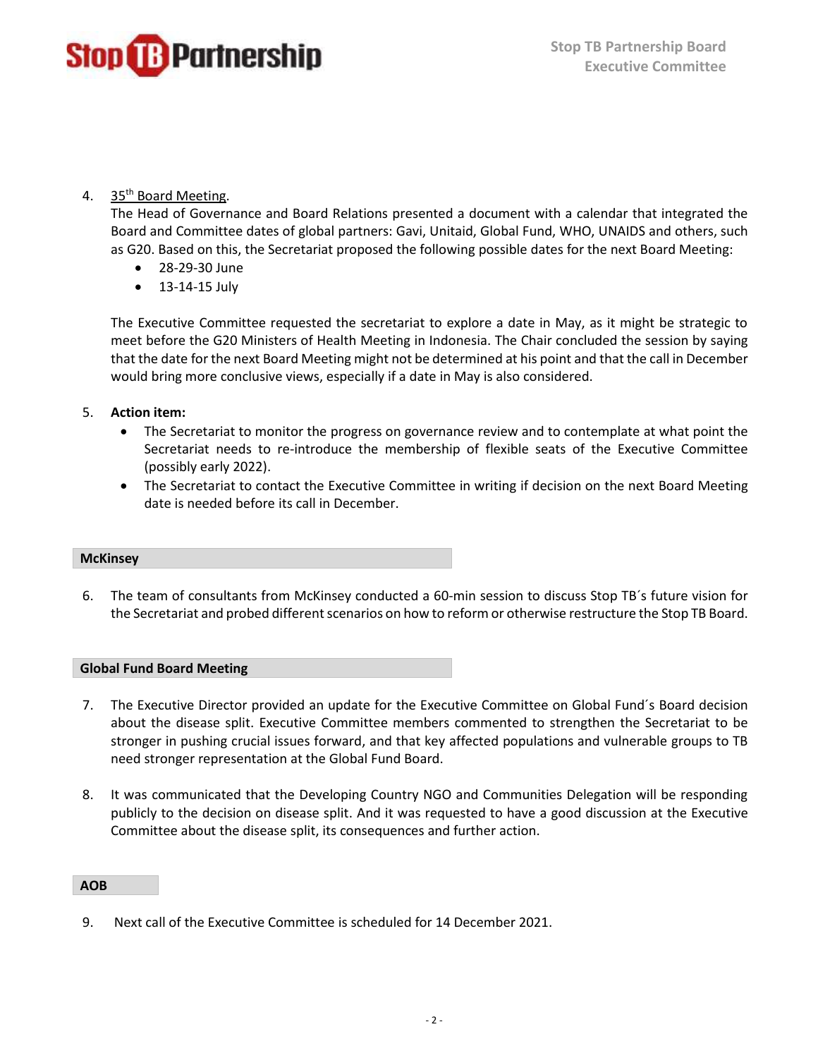4. <u>35th Board Meeting</u>.
   The Head of Governance and Board Relations presented a document with a calendar that integrated the Board and Committee dates of global partners: Gavi, Unitaid, Global Fund, WHO, UNAIDS and others, such as G20. Based on this, the Secretariat proposed the following possible dates for the next Board Meeting:
   - 28-29-30 June
   - 13-14-15 July

   The Executive Committee requested the secretariat to explore a date in May, as it might be strategic to meet before the G20 Ministers of Health Meeting in Indonesia. The Chair concluded the session by saying that the date for the next Board Meeting might not be determined at his point and that the call in December would bring more conclusive views, especially if a date in May is also considered.

5. **Action item:**
   - The Secretariat to monitor the progress on governance review and to contemplate at what point the Secretariat needs to re-introduce the membership of flexible seats of the Executive Committee (possibly early 2022).
   - The Secretariat to contact the Executive Committee in writing if decision on the next Board Meeting date is needed before its call in December.

## McKinsey

6. The team of consultants from McKinsey conducted a 60-min session to discuss Stop TB´s future vision for the Secretariat and probed different scenarios on how to reform or otherwise restructure the Stop TB Board.

## Global Fund Board Meeting

7. The Executive Director provided an update for the Executive Committee on Global Fund´s Board decision about the disease split. Executive Committee members commented to strengthen the Secretariat to be stronger in pushing crucial issues forward, and that key affected populations and vulnerable groups to TB need stronger representation at the Global Fund Board.

8. It was communicated that the Developing Country NGO and Communities Delegation will be responding publicly to the decision on disease split. And it was requested to have a good discussion at the Executive Committee about the disease split, its consequences and further action.

## AOB

9. Next call of the Executive Committee is scheduled for 14 December 2021.